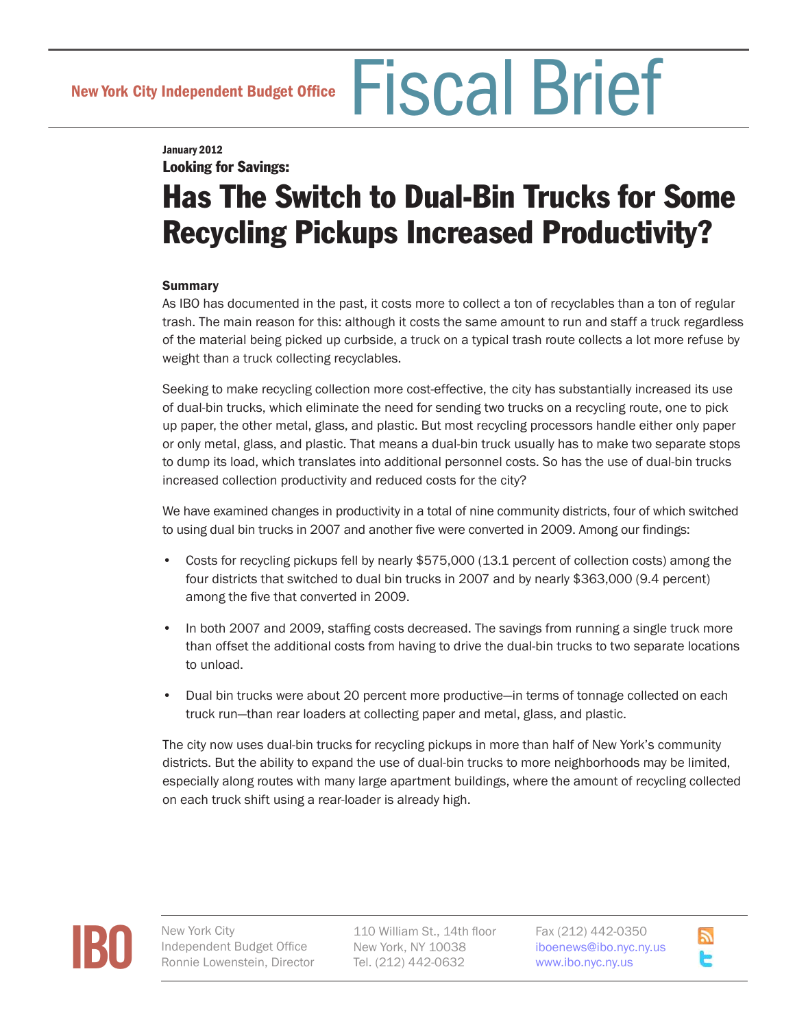New York City Independent Budget Office

# Fiscal Brief

January 2012

**Looking for Savings:**

## Has The Switch to Dual-Bin Trucks for Some Recycling Pickups Increased Productivity?

### Summary

As IBO has documented in the past, it costs more to collect a ton of recyclables than a ton of regular trash. The main reason for this: although it costs the same amount to run and staff a truck regardless of the material being picked up curbside, a truck on a typical trash route collects a lot more refuse by weight than a truck collecting recyclables.

Seeking to make recycling collection more cost-effective, the city has substantially increased its use of dual-bin trucks, which eliminate the need for sending two trucks on a recycling route, one to pick up paper, the other metal, glass, and plastic. But most recycling processors handle either only paper or only metal, glass, and plastic. That means a dual-bin truck usually has to make two separate stops to dump its load, which translates into additional personnel costs. So has the use of dual-bin trucks increased collection productivity and reduced costs for the city?

We have examined changes in productivity in a total of nine community districts, four of which switched to using dual bin trucks in 2007 and another five were converted in 2009. Among our findings:

- Costs for recycling pickups fell by nearly $575,000 (13.1 percent of collection costs) among the four districts that switched to dual bin trucks in 2007 and by nearly $363,000 (9.4 percent) among the five that converted in 2009.
- In both 2007 and 2009, staffing costs decreased. The savings from running a single truck more than offset the additional costs from having to drive the dual-bin trucks to two separate locations to unload.
- Dual bin trucks were about 20 percent more productive—in terms of tonnage collected on each truck run—than rear loaders at collecting paper and metal, glass, and plastic.

The city now uses dual-bin trucks for recycling pickups in more than half of New York's community districts. But the ability to expand the use of dual-bin trucks to more neighborhoods may be limited, especially along routes with many large apartment buildings, where the amount of recycling collected on each truck shift using a rear-loader is already high.

IBO

New York City Independent Budget Office
Ronnie Lowenstein, Director

110 William St., 14th floor
New York, NY 10038
Tel. (212) 442-0632

Fax (212) 442-0350
iboenews@ibo.nyc.ny.us
www.ibo.nyc.ny.us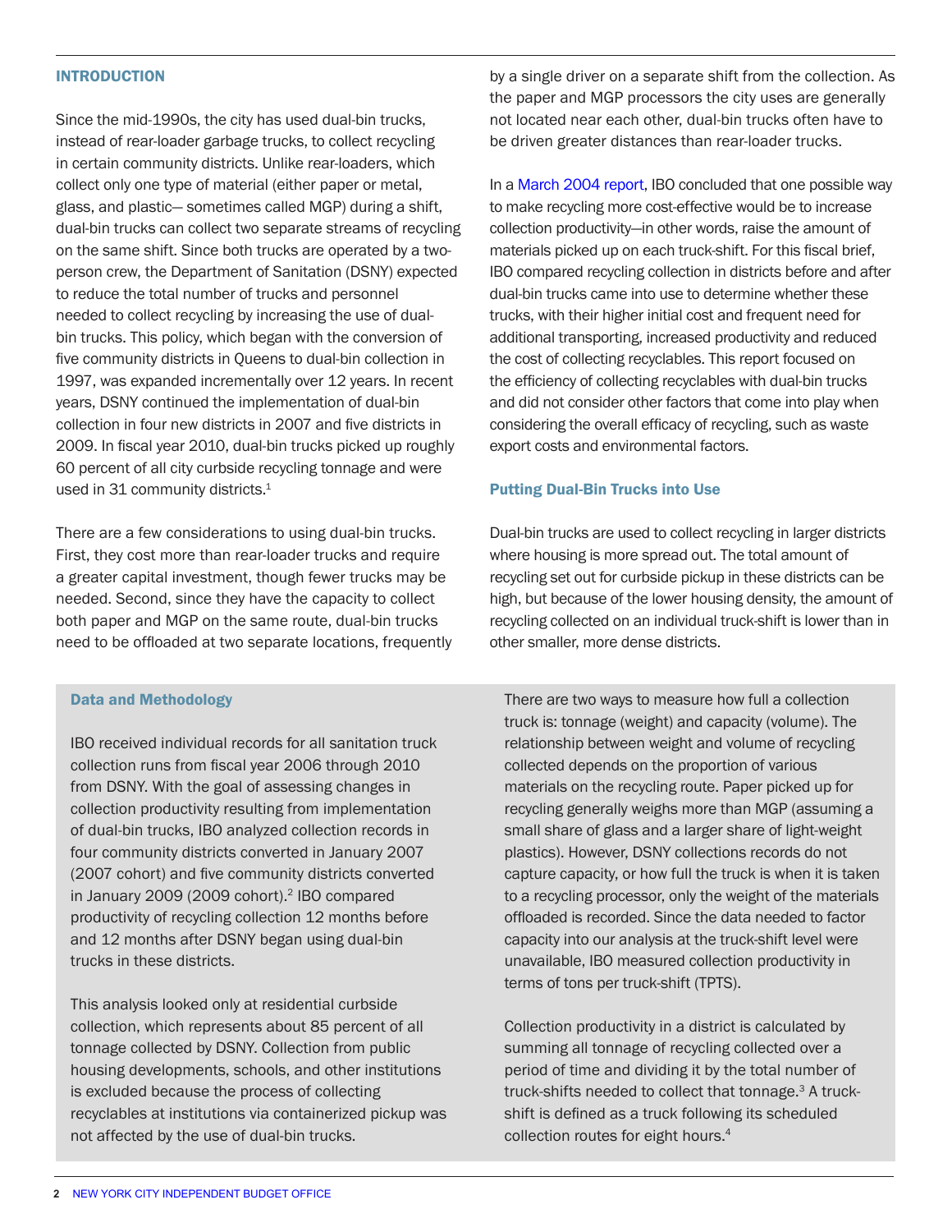## INTRODUCTION

Since the mid-1990s, the city has used dual-bin trucks, instead of rear-loader garbage trucks, to collect recycling in certain community districts. Unlike rear-loaders, which collect only one type of material (either paper or metal, glass, and plastic— sometimes called MGP) during a shift, dual-bin trucks can collect two separate streams of recycling on the same shift. Since both trucks are operated by a two-person crew, the Department of Sanitation (DSNY) expected to reduce the total number of trucks and personnel needed to collect recycling by increasing the use of dual-bin trucks. This policy, which began with the conversion of five community districts in Queens to dual-bin collection in 1997, was expanded incrementally over 12 years. In recent years, DSNY continued the implementation of dual-bin collection in four new districts in 2007 and five districts in 2009. In fiscal year 2010, dual-bin trucks picked up roughly 60 percent of all city curbside recycling tonnage and were used in 31 community districts.[1]

There are a few considerations to using dual-bin trucks. First, they cost more than rear-loader trucks and require a greater capital investment, though fewer trucks may be needed. Second, since they have the capacity to collect both paper and MGP on the same route, dual-bin trucks need to be offloaded at two separate locations, frequently by a single driver on a separate shift from the collection. As the paper and MGP processors the city uses are generally not located near each other, dual-bin trucks often have to be driven greater distances than rear-loader trucks.

In a March 2004 report, IBO concluded that one possible way to make recycling more cost-effective would be to increase collection productivity—in other words, raise the amount of materials picked up on each truck-shift. For this fiscal brief, IBO compared recycling collection in districts before and after dual-bin trucks came into use to determine whether these trucks, with their higher initial cost and frequent need for additional transporting, increased productivity and reduced the cost of collecting recyclables. This report focused on the efficiency of collecting recyclables with dual-bin trucks and did not consider other factors that come into play when considering the overall efficacy of recycling, such as waste export costs and environmental factors.

### Putting Dual-Bin Trucks into Use

Dual-bin trucks are used to collect recycling in larger districts where housing is more spread out. The total amount of recycling set out for curbside pickup in these districts can be high, but because of the lower housing density, the amount of recycling collected on an individual truck-shift is lower than in other smaller, more dense districts.

### Data and Methodology

IBO received individual records for all sanitation truck collection runs from fiscal year 2006 through 2010 from DSNY. With the goal of assessing changes in collection productivity resulting from implementation of dual-bin trucks, IBO analyzed collection records in four community districts converted in January 2007 (2007 cohort) and five community districts converted in January 2009 (2009 cohort).[2] IBO compared productivity of recycling collection 12 months before and 12 months after DSNY began using dual-bin trucks in these districts.

This analysis looked only at residential curbside collection, which represents about 85 percent of all tonnage collected by DSNY. Collection from public housing developments, schools, and other institutions is excluded because the process of collecting recyclables at institutions via containerized pickup was not affected by the use of dual-bin trucks.

There are two ways to measure how full a collection truck is: tonnage (weight) and capacity (volume). The relationship between weight and volume of recycling collected depends on the proportion of various materials on the recycling route. Paper picked up for recycling generally weighs more than MGP (assuming a small share of glass and a larger share of light-weight plastics). However, DSNY collections records do not capture capacity, or how full the truck is when it is taken to a recycling processor, only the weight of the materials offloaded is recorded. Since the data needed to factor capacity into our analysis at the truck-shift level were unavailable, IBO measured collection productivity in terms of tons per truck-shift (TPTS).

Collection productivity in a district is calculated by summing all tonnage of recycling collected over a period of time and dividing it by the total number of truck-shifts needed to collect that tonnage.[3] A truck-shift is defined as a truck following its scheduled collection routes for eight hours.[4]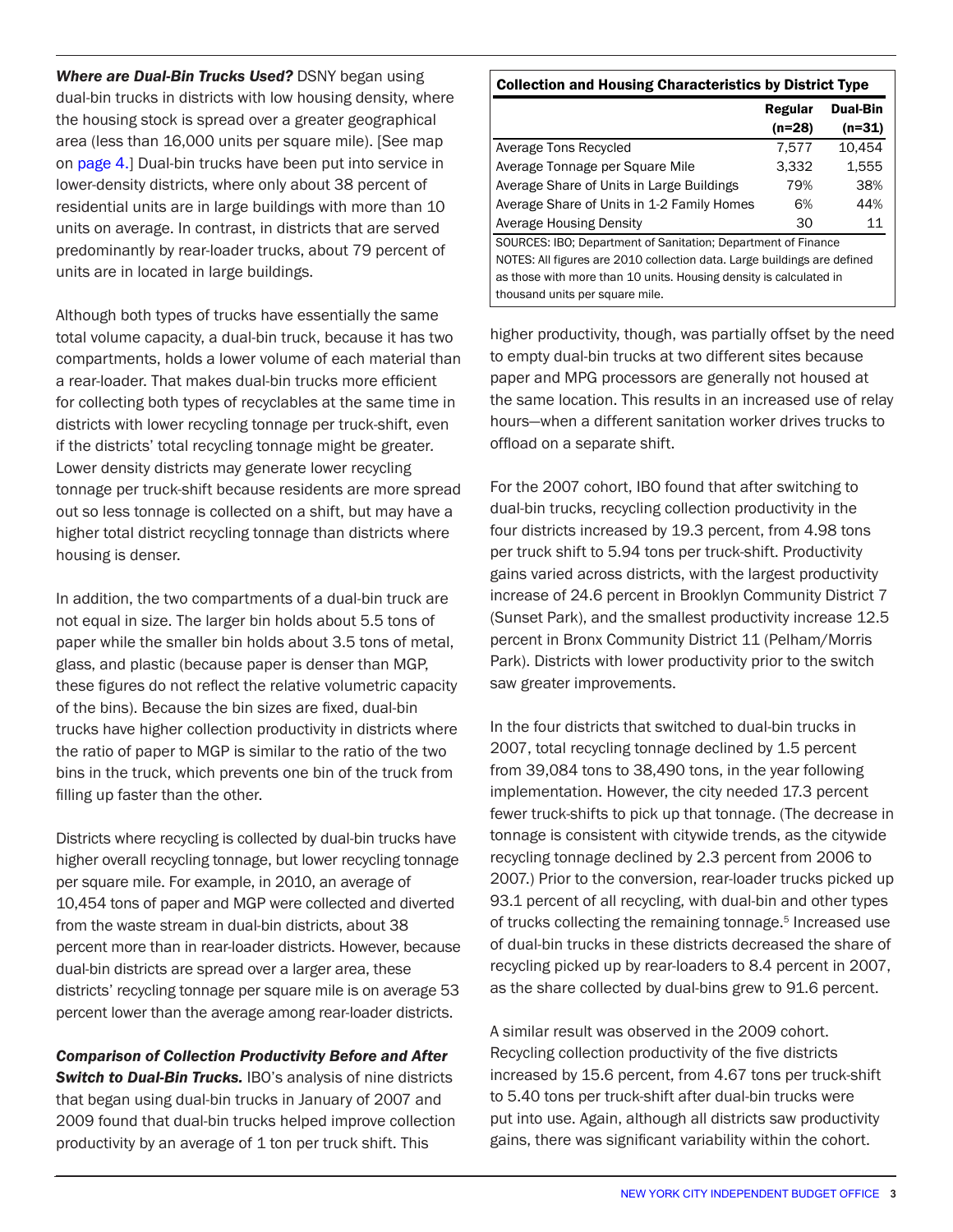***Where are Dual-Bin Trucks Used?*** DSNY began using dual-bin trucks in districts with low housing density, where the housing stock is spread over a greater geographical area (less than 16,000 units per square mile). [See map on page 4.] Dual-bin trucks have been put into service in lower-density districts, where only about 38 percent of residential units are in large buildings with more than 10 units on average. In contrast, in districts that are served predominantly by rear-loader trucks, about 79 percent of units are in located in large buildings.

Although both types of trucks have essentially the same total volume capacity, a dual-bin truck, because it has two compartments, holds a lower volume of each material than a rear-loader. That makes dual-bin trucks more efficient for collecting both types of recyclables at the same time in districts with lower recycling tonnage per truck-shift, even if the districts' total recycling tonnage might be greater. Lower density districts may generate lower recycling tonnage per truck-shift because residents are more spread out so less tonnage is collected on a shift, but may have a higher total district recycling tonnage than districts where housing is denser.

In addition, the two compartments of a dual-bin truck are not equal in size. The larger bin holds about 5.5 tons of paper while the smaller bin holds about 3.5 tons of metal, glass, and plastic (because paper is denser than MGP, these figures do not reflect the relative volumetric capacity of the bins). Because the bin sizes are fixed, dual-bin trucks have higher collection productivity in districts where the ratio of paper to MGP is similar to the ratio of the two bins in the truck, which prevents one bin of the truck from filling up faster than the other.

Districts where recycling is collected by dual-bin trucks have higher overall recycling tonnage, but lower recycling tonnage per square mile. For example, in 2010, an average of 10,454 tons of paper and MGP were collected and diverted from the waste stream in dual-bin districts, about 38 percent more than in rear-loader districts. However, because dual-bin districts are spread over a larger area, these districts' recycling tonnage per square mile is on average 53 percent lower than the average among rear-loader districts.

**Collection and Housing Characteristics by District Type**

| | Regular (n=28) | Dual-Bin (n=31) |
|---|---|---|
| Average Tons Recycled | 7,577 | 10,454 |
| Average Tonnage per Square Mile | 3,332 | 1,555 |
| Average Share of Units in Large Buildings | 79% | 38% |
| Average Share of Units in 1-2 Family Homes | 6% | 44% |
| Average Housing Density | 30 | 11 |

SOURCES: IBO; Department of Sanitation; Department of Finance
NOTES: All figures are 2010 collection data. Large buildings are defined as those with more than 10 units. Housing density is calculated in thousand units per square mile.

***Comparison of Collection Productivity Before and After Switch to Dual-Bin Trucks.*** IBO's analysis of nine districts that began using dual-bin trucks in January of 2007 and 2009 found that dual-bin trucks helped improve collection productivity by an average of 1 ton per truck shift. This higher productivity, though, was partially offset by the need to empty dual-bin trucks at two different sites because paper and MPG processors are generally not housed at the same location. This results in an increased use of relay hours—when a different sanitation worker drives trucks to offload on a separate shift.

For the 2007 cohort, IBO found that after switching to dual-bin trucks, recycling collection productivity in the four districts increased by 19.3 percent, from 4.98 tons per truck shift to 5.94 tons per truck-shift. Productivity gains varied across districts, with the largest productivity increase of 24.6 percent in Brooklyn Community District 7 (Sunset Park), and the smallest productivity increase 12.5 percent in Bronx Community District 11 (Pelham/Morris Park). Districts with lower productivity prior to the switch saw greater improvements.

In the four districts that switched to dual-bin trucks in 2007, total recycling tonnage declined by 1.5 percent from 39,084 tons to 38,490 tons, in the year following implementation. However, the city needed 17.3 percent fewer truck-shifts to pick up that tonnage. (The decrease in tonnage is consistent with citywide trends, as the citywide recycling tonnage declined by 2.3 percent from 2006 to 2007.) Prior to the conversion, rear-loader trucks picked up 93.1 percent of all recycling, with dual-bin and other types of trucks collecting the remaining tonnage.[5] Increased use of dual-bin trucks in these districts decreased the share of recycling picked up by rear-loaders to 8.4 percent in 2007, as the share collected by dual-bins grew to 91.6 percent.

A similar result was observed in the 2009 cohort. Recycling collection productivity of the five districts increased by 15.6 percent, from 4.67 tons per truck-shift to 5.40 tons per truck-shift after dual-bin trucks were put into use. Again, although all districts saw productivity gains, there was significant variability within the cohort.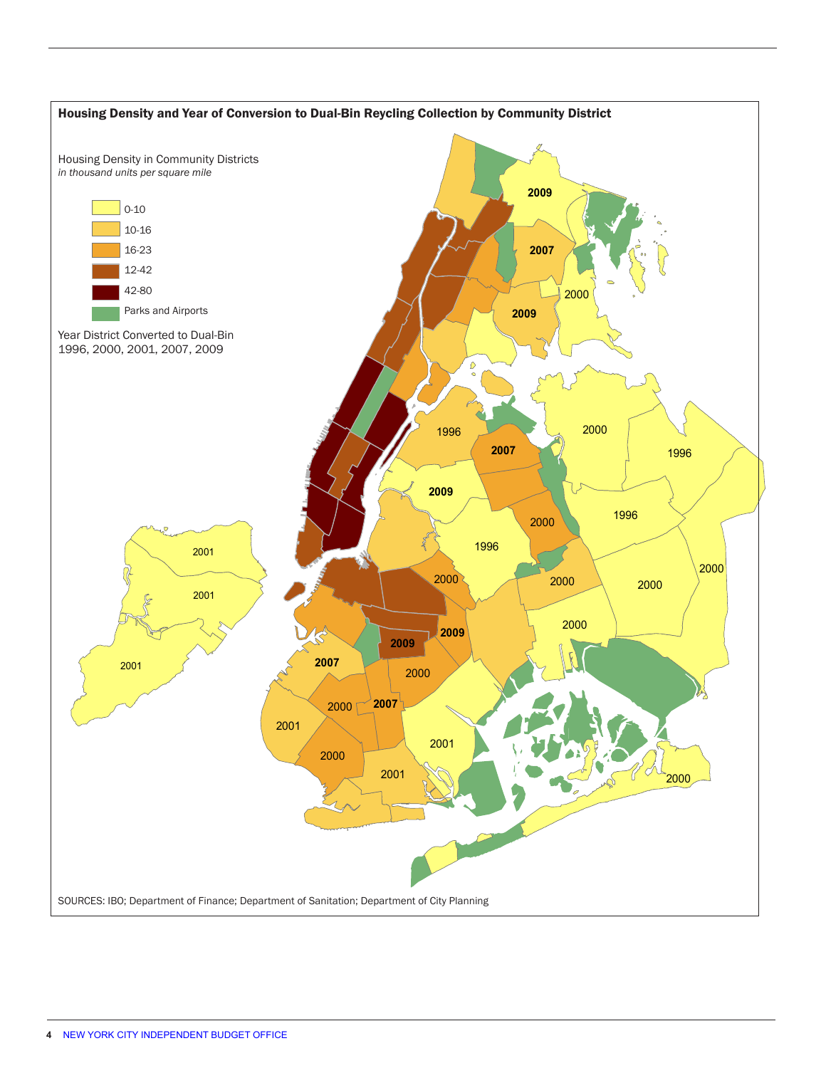**Housing Density and Year of Conversion to Dual-Bin Reycling Collection by Community District**

Housing Density in Community Districts
*in thousand units per square mile*

0-10
10-16
16-23
12-42
42-80
Parks and Airports

Year District Converted to Dual-Bin
1996, 2000, 2001, 2007, 2009

2009
2007
2000
2009
1996
2000
2007
1996
2009
1996
2000
1996
2001
2001
2000
2000
2000
2001
2000
2009
2009
2007
2000
2000
2007
2001
2001
2000
2001
2000

SOURCES: IBO; Department of Finance; Department of Sanitation; Department of City Planning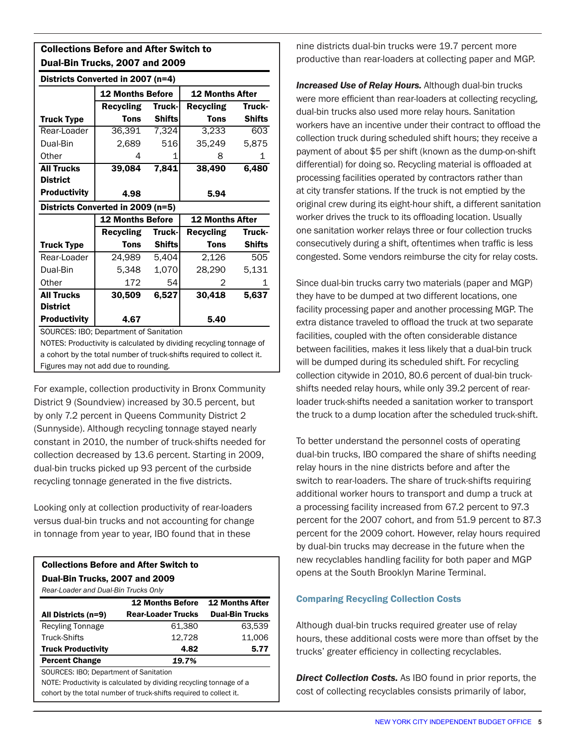**Collections Before and After Switch to Dual-Bin Trucks, 2007 and 2009**

| Districts Converted in 2007 (n=4) | 12 Months Before | | 12 Months After | |
|---|---|---|---|---|
| Truck Type | Recycling Tons | Truck-Shifts | Recycling Tons | Truck-Shifts |
| Rear-Loader | 36,391 | 7,324 | 3,233 | 603 |
| Dual-Bin | 2,689 | 516 | 35,249 | 5,875 |
| Other | 4 | 1 | 8 | 1 |
| **All Trucks** | **39,084** | **7,841** | **38,490** | **6,480** |
| **District Productivity** | **4.98** | | **5.94** | |
| **Districts Converted in 2009 (n=5)** | **12 Months Before** | | **12 Months After** | |
| Truck Type | Recycling Tons | Truck-Shifts | Recycling Tons | Truck-Shifts |
| Rear-Loader | 24,989 | 5,404 | 2,126 | 505 |
| Dual-Bin | 5,348 | 1,070 | 28,290 | 5,131 |
| Other | 172 | 54 | 2 | 1 |
| **All Trucks** | **30,509** | **6,527** | **30,418** | **5,637** |
| **District Productivity** | **4.67** | | **5.40** | |

SOURCES: IBO; Department of Sanitation
NOTES: Productivity is calculated by dividing recycling tonnage of a cohort by the total number of truck-shifts required to collect it. Figures may not add due to rounding.

For example, collection productivity in Bronx Community District 9 (Soundview) increased by 30.5 percent, but by only 7.2 percent in Queens Community District 2 (Sunnyside). Although recycling tonnage stayed nearly constant in 2010, the number of truck-shifts needed for collection decreased by 13.6 percent. Starting in 2009, dual-bin trucks picked up 93 percent of the curbside recycling tonnage generated in the five districts.

Looking only at collection productivity of rear-loaders versus dual-bin trucks and not accounting for change in tonnage from year to year, IBO found that in these nine districts dual-bin trucks were 19.7 percent more productive than rear-loaders at collecting paper and MGP.

**Collections Before and After Switch to Dual-Bin Trucks, 2007 and 2009**

*Rear-Loader and Dual-Bin Trucks Only*

| All Districts (n=9) | 12 Months Before Rear-Loader Trucks | 12 Months After Dual-Bin Trucks |
|---|---|---|
| Recyling Tonnage | 61,380 | 63,539 |
| Truck-Shifts | 12,728 | 11,006 |
| **Truck Productivity** | **4.82** | **5.77** |
| **Percent Change** | ***19.7%*** | |

SOURCES: IBO; Department of Sanitation
NOTE: Productivity is calculated by dividing recycling tonnage of a cohort by the total number of truck-shifts required to collect it.

***Increased Use of Relay Hours.*** Although dual-bin trucks were more efficient than rear-loaders at collecting recycling, dual-bin trucks also used more relay hours. Sanitation workers have an incentive under their contract to offload the collection truck during scheduled shift hours; they receive a payment of about $5 per shift (known as the dump-on-shift differential) for doing so. Recycling material is offloaded at processing facilities operated by contractors rather than at city transfer stations. If the truck is not emptied by the original crew during its eight-hour shift, a different sanitation worker drives the truck to its offloading location. Usually one sanitation worker relays three or four collection trucks consecutively during a shift, oftentimes when traffic is less congested. Some vendors reimburse the city for relay costs.

Since dual-bin trucks carry two materials (paper and MGP) they have to be dumped at two different locations, one facility processing paper and another processing MGP. The extra distance traveled to offload the truck at two separate facilities, coupled with the often considerable distance between facilities, makes it less likely that a dual-bin truck will be dumped during its scheduled shift. For recycling collection citywide in 2010, 80.6 percent of dual-bin truck-shifts needed relay hours, while only 39.2 percent of rear-loader truck-shifts needed a sanitation worker to transport the truck to a dump location after the scheduled truck-shift.

To better understand the personnel costs of operating dual-bin trucks, IBO compared the share of shifts needing relay hours in the nine districts before and after the switch to rear-loaders. The share of truck-shifts requiring additional worker hours to transport and dump a truck at a processing facility increased from 67.2 percent to 97.3 percent for the 2007 cohort, and from 51.9 percent to 87.3 percent for the 2009 cohort. However, relay hours required by dual-bin trucks may decrease in the future when the new recyclables handling facility for both paper and MGP opens at the South Brooklyn Marine Terminal.

## Comparing Recycling Collection Costs

Although dual-bin trucks required greater use of relay hours, these additional costs were more than offset by the trucks' greater efficiency in collecting recyclables.

***Direct Collection Costs.*** As IBO found in prior reports, the cost of collecting recyclables consists primarily of labor,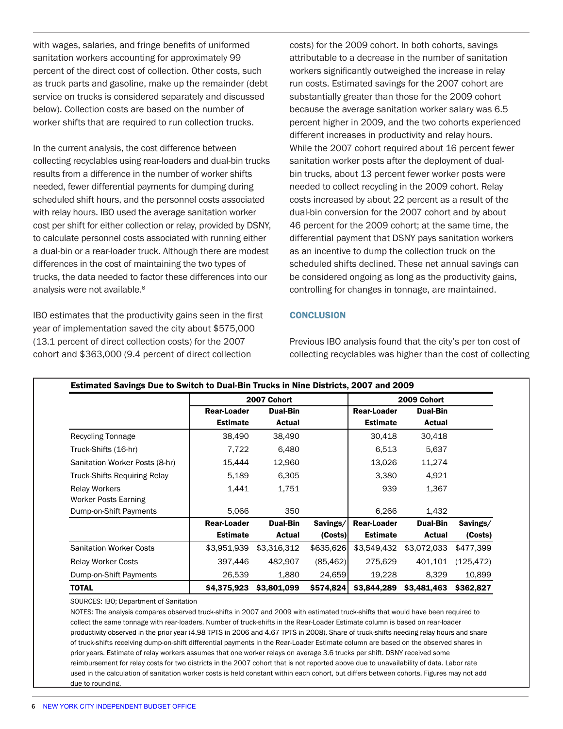with wages, salaries, and fringe benefits of uniformed sanitation workers accounting for approximately 99 percent of the direct cost of collection. Other costs, such as truck parts and gasoline, make up the remainder (debt service on trucks is considered separately and discussed below). Collection costs are based on the number of worker shifts that are required to run collection trucks.

In the current analysis, the cost difference between collecting recyclables using rear-loaders and dual-bin trucks results from a difference in the number of worker shifts needed, fewer differential payments for dumping during scheduled shift hours, and the personnel costs associated with relay hours. IBO used the average sanitation worker cost per shift for either collection or relay, provided by DSNY, to calculate personnel costs associated with running either a dual-bin or a rear-loader truck. Although there are modest differences in the cost of maintaining the two types of trucks, the data needed to factor these differences into our analysis were not available.[6]

IBO estimates that the productivity gains seen in the first year of implementation saved the city about $575,000 (13.1 percent of direct collection costs) for the 2007 cohort and $363,000 (9.4 percent of direct collection costs) for the 2009 cohort. In both cohorts, savings attributable to a decrease in the number of sanitation workers significantly outweighed the increase in relay run costs. Estimated savings for the 2007 cohort are substantially greater than those for the 2009 cohort because the average sanitation worker salary was 6.5 percent higher in 2009, and the two cohorts experienced different increases in productivity and relay hours. While the 2007 cohort required about 16 percent fewer sanitation worker posts after the deployment of dual-bin trucks, about 13 percent fewer worker posts were needed to collect recycling in the 2009 cohort. Relay costs increased by about 22 percent as a result of the dual-bin conversion for the 2007 cohort and by about 46 percent for the 2009 cohort; at the same time, the differential payment that DSNY pays sanitation workers as an incentive to dump the collection truck on the scheduled shifts declined. These net annual savings can be considered ongoing as long as the productivity gains, controlling for changes in tonnage, are maintained.

## CONCLUSION

Previous IBO analysis found that the city's per ton cost of collecting recyclables was higher than the cost of collecting

**Estimated Savings Due to Switch to Dual-Bin Trucks in Nine Districts, 2007 and 2009**

| | 2007 Cohort | | | 2009 Cohort | | |
|---|---|---|---|---|---|---|
| | Rear-Loader Estimate | Dual-Bin Actual | | Rear-Loader Estimate | Dual-Bin Actual | |
| Recycling Tonnage | 38,490 | 38,490 | | 30,418 | 30,418 | |
| Truck-Shifts (16-hr) | 7,722 | 6,480 | | 6,513 | 5,637 | |
| Sanitation Worker Posts (8-hr) | 15,444 | 12,960 | | 13,026 | 11,274 | |
| Truck-Shifts Requiring Relay | 5,189 | 6,305 | | 3,380 | 4,921 | |
| Relay Workers | 1,441 | 1,751 | | 939 | 1,367 | |
| Worker Posts Earning Dump-on-Shift Payments | 5,066 | 350 | | 6,266 | 1,432 | |
| | **Rear-Loader Estimate** | **Dual-Bin Actual** | **Savings/ (Costs)** | **Rear-Loader Estimate** | **Dual-Bin Actual** | **Savings/ (Costs)** |
| Sanitation Worker Costs | $3,951,939 | $3,316,312 | $635,626 | $3,549,432 | $3,072,033 | $477,399 |
| Relay Worker Costs | 397,446 | 482,907 | (85,462) | 275,629 | 401,101 | (125,472) |
| Dump-on-Shift Payments | 26,539 | 1,880 | 24,659 | 19,228 | 8,329 | 10,899 |
| **TOTAL** | **$4,375,923** | **$3,801,099** | **$574,824** | **$3,844,289** | **$3,481,463** | **$362,827** |

SOURCES: IBO; Department of Sanitation

NOTES: The analysis compares observed truck-shifts in 2007 and 2009 with estimated truck-shifts that would have been required to collect the same tonnage with rear-loaders. Number of truck-shifts in the Rear-Loader Estimate column is based on rear-loader productivity observed in the prior year (4.98 TPTS in 2006 and 4.67 TPTS in 2008). Share of truck-shifts needing relay hours and share of truck-shifts receiving dump-on-shift differential payments in the Rear-Loader Estimate column are based on the observed shares in prior years. Estimate of relay workers assumes that one worker relays on average 3.6 trucks per shift. DSNY received some reimbursement for relay costs for two districts in the 2007 cohort that is not reported above due to unavailability of data. Labor rate used in the calculation of sanitation worker costs is held constant within each cohort, but differs between cohorts. Figures may not add due to rounding.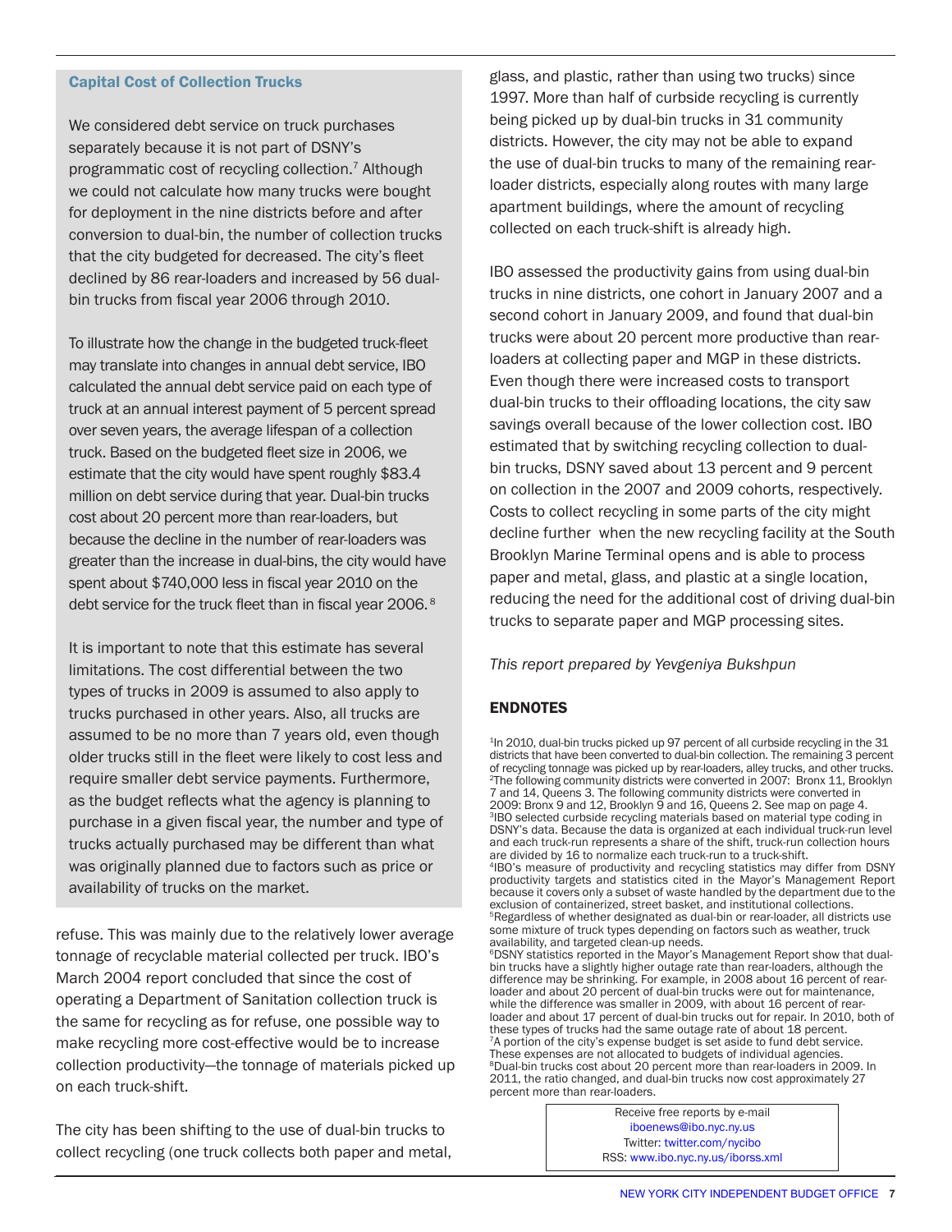### Capital Cost of Collection Trucks

We considered debt service on truck purchases separately because it is not part of DSNY's programmatic cost of recycling collection.[7] Although we could not calculate how many trucks were bought for deployment in the nine districts before and after conversion to dual-bin, the number of collection trucks that the city budgeted for decreased. The city's fleet declined by 86 rear-loaders and increased by 56 dual-bin trucks from fiscal year 2006 through 2010.

To illustrate how the change in the budgeted truck-fleet may translate into changes in annual debt service, IBO calculated the annual debt service paid on each type of truck at an annual interest payment of 5 percent spread over seven years, the average lifespan of a collection truck. Based on the budgeted fleet size in 2006, we estimate that the city would have spent roughly $83.4 million on debt service during that year. Dual-bin trucks cost about 20 percent more than rear-loaders, but because the decline in the number of rear-loaders was greater than the increase in dual-bins, the city would have spent about $740,000 less in fiscal year 2010 on the debt service for the truck fleet than in fiscal year 2006.[8]

It is important to note that this estimate has several limitations. The cost differential between the two types of trucks in 2009 is assumed to also apply to trucks purchased in other years. Also, all trucks are assumed to be no more than 7 years old, even though older trucks still in the fleet were likely to cost less and require smaller debt service payments. Furthermore, as the budget reflects what the agency is planning to purchase in a given fiscal year, the number and type of trucks actually purchased may be different than what was originally planned due to factors such as price or availability of trucks on the market.

refuse. This was mainly due to the relatively lower average tonnage of recyclable material collected per truck. IBO's March 2004 report concluded that since the cost of operating a Department of Sanitation collection truck is the same for recycling as for refuse, one possible way to make recycling more cost-effective would be to increase collection productivity—the tonnage of materials picked up on each truck-shift.

The city has been shifting to the use of dual-bin trucks to collect recycling (one truck collects both paper and metal, glass, and plastic, rather than using two trucks) since 1997. More than half of curbside recycling is currently being picked up by dual-bin trucks in 31 community districts. However, the city may not be able to expand the use of dual-bin trucks to many of the remaining rear-loader districts, especially along routes with many large apartment buildings, where the amount of recycling collected on each truck-shift is already high.

IBO assessed the productivity gains from using dual-bin trucks in nine districts, one cohort in January 2007 and a second cohort in January 2009, and found that dual-bin trucks were about 20 percent more productive than rear-loaders at collecting paper and MGP in these districts. Even though there were increased costs to transport dual-bin trucks to their offloading locations, the city saw savings overall because of the lower collection cost. IBO estimated that by switching recycling collection to dual-bin trucks, DSNY saved about 13 percent and 9 percent on collection in the 2007 and 2009 cohorts, respectively. Costs to collect recycling in some parts of the city might decline further when the new recycling facility at the South Brooklyn Marine Terminal opens and is able to process paper and metal, glass, and plastic at a single location, reducing the need for the additional cost of driving dual-bin trucks to separate paper and MGP processing sites.

*This report prepared by Yevgeniya Bukshpun*

## ENDNOTES

[1]In 2010, dual-bin trucks picked up 97 percent of all curbside recycling in the 31 districts that have been converted to dual-bin collection. The remaining 3 percent of recycling tonnage was picked up by rear-loaders, alley trucks, and other trucks.

[2]The following community districts were converted in 2007: Bronx 11, Brooklyn 7 and 14, Queens 3. The following community districts were converted in 2009: Bronx 9 and 12, Brooklyn 9 and 16, Queens 2. See map on page 4.

[3]IBO selected curbside recycling materials based on material type coding in DSNY's data. Because the data is organized at each individual truck-run level and each truck-run represents a share of the shift, truck-run collection hours are divided by 16 to normalize each truck-run to a truck-shift.

[4]IBO's measure of productivity and recycling statistics may differ from DSNY productivity targets and statistics cited in the Mayor's Management Report because it covers only a subset of waste handled by the department due to the exclusion of containerized, street basket, and institutional collections.

[5]Regardless of whether designated as dual-bin or rear-loader, all districts use some mixture of truck types depending on factors such as weather, truck availability, and targeted clean-up needs.

[6]DSNY statistics reported in the Mayor's Management Report show that dual-bin trucks have a slightly higher outage rate than rear-loaders, although the difference may be shrinking. For example, in 2008 about 16 percent of rear-loader and about 20 percent of dual-bin trucks were out for maintenance, while the difference was smaller in 2009, with about 16 percent of rear-loader and about 17 percent of dual-bin trucks out for repair. In 2010, both of these types of trucks had the same outage rate of about 18 percent.

[7]A portion of the city's expense budget is set aside to fund debt service. These expenses are not allocated to budgets of individual agencies.

[8]Dual-bin trucks cost about 20 percent more than rear-loaders in 2009. In 2011, the ratio changed, and dual-bin trucks now cost approximately 27 percent more than rear-loaders.

Receive free reports by e-mail
iboenews@ibo.nyc.ny.us
Twitter: twitter.com/nycibo
RSS: www.ibo.nyc.ny.us/iborss.xml